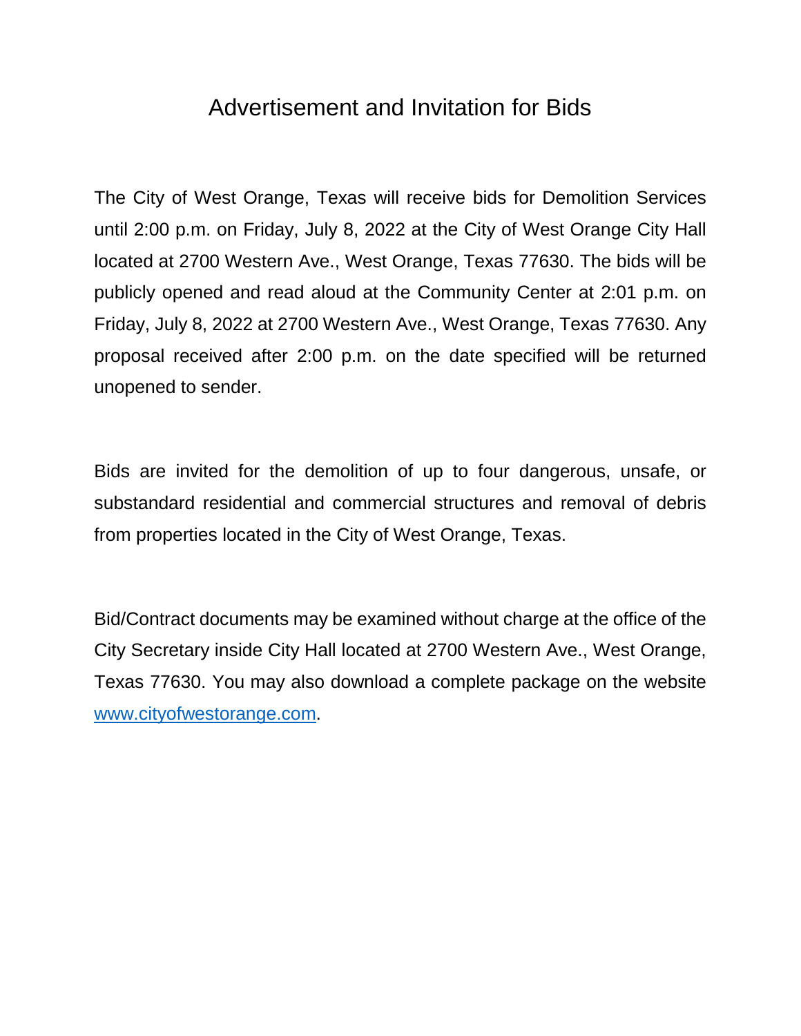# Advertisement and Invitation for Bids

The City of West Orange, Texas will receive bids for Demolition Services until 2:00 p.m. on Friday, July 8, 2022 at the City of West Orange City Hall located at 2700 Western Ave., West Orange, Texas 77630. The bids will be publicly opened and read aloud at the Community Center at 2:01 p.m. on Friday, July 8, 2022 at 2700 Western Ave., West Orange, Texas 77630. Any proposal received after 2:00 p.m. on the date specified will be returned unopened to sender.

Bids are invited for the demolition of up to four dangerous, unsafe, or substandard residential and commercial structures and removal of debris from properties located in the City of West Orange, Texas.

Bid/Contract documents may be examined without charge at the office of the City Secretary inside City Hall located at 2700 Western Ave., West Orange, Texas 77630. You may also download a complete package on the website [www.cityofwestorange.com](http://www.cityofwestorange.com).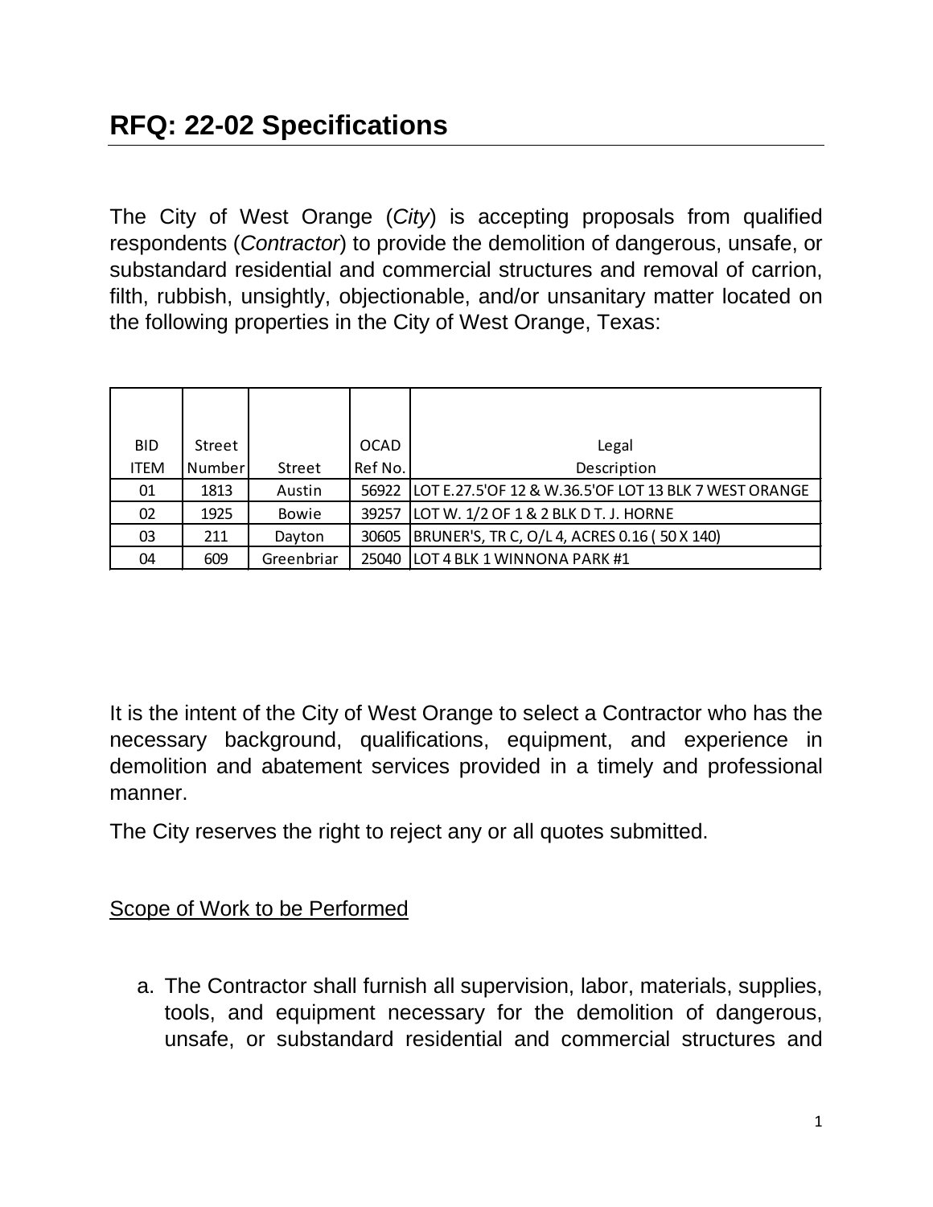# RFQ: 22-02 Specifications

The City of West Orange (*City*) is accepting proposals from qualified respondents (*Contractor*) to provide the demolition of dangerous, unsafe, or substandard residential and commercial structures and removal of carrion, filth, rubbish, unsightly, objectionable, and/or unsanitary matter located on the following properties in the City of West Orange, Texas:

| BID ITEM | Street Number | Street | OCAD Ref No. | Legal Description |
|---|---|---|---|---|
| 01 | 1813 | Austin | 56922 | LOT E.27.5'OF 12 & W.36.5'OF LOT 13 BLK 7 WEST ORANGE |
| 02 | 1925 | Bowie | 39257 | LOT W. 1/2 OF 1 & 2 BLK D T. J. HORNE |
| 03 | 211 | Dayton | 30605 | BRUNER'S, TR C, O/L 4, ACRES 0.16 ( 50 X 140) |
| 04 | 609 | Greenbriar | 25040 | LOT 4 BLK 1 WINNONA PARK #1 |

It is the intent of the City of West Orange to select a Contractor who has the necessary background, qualifications, equipment, and experience in demolition and abatement services provided in a timely and professional manner.

The City reserves the right to reject any or all quotes submitted.

<u>Scope of Work to be Performed</u>

a. The Contractor shall furnish all supervision, labor, materials, supplies, tools, and equipment necessary for the demolition of dangerous, unsafe, or substandard residential and commercial structures and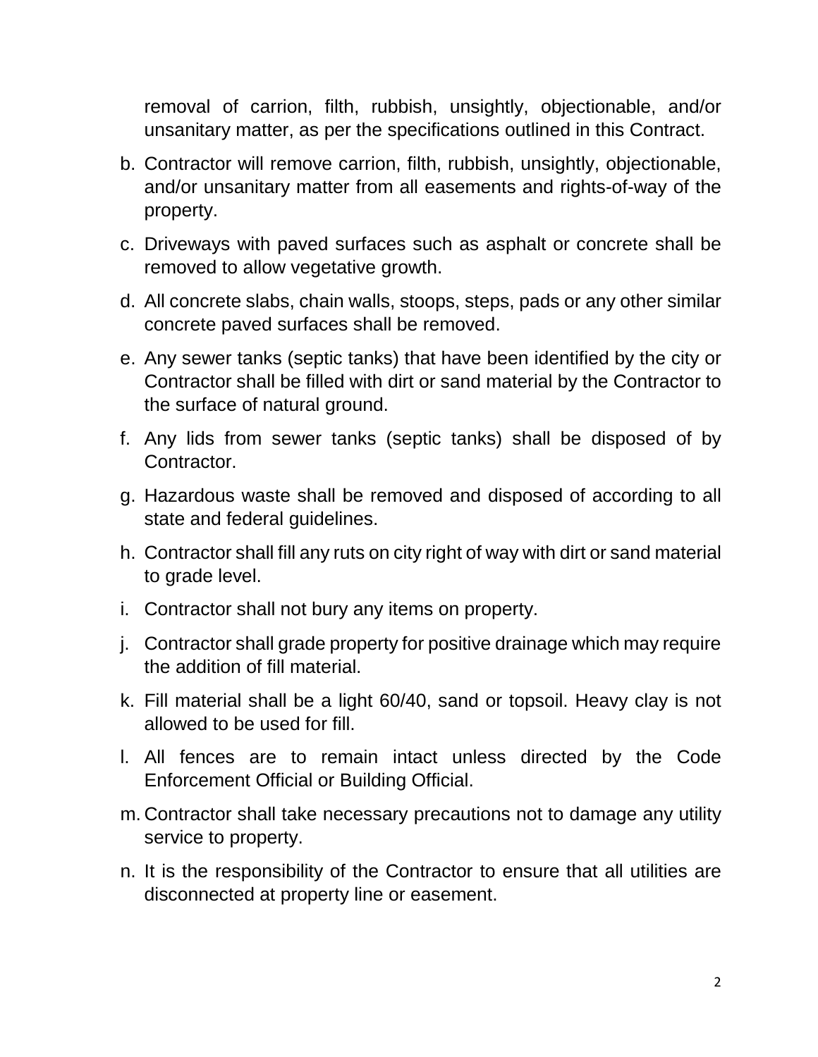removal of carrion, filth, rubbish, unsightly, objectionable, and/or unsanitary matter, as per the specifications outlined in this Contract.

b. Contractor will remove carrion, filth, rubbish, unsightly, objectionable, and/or unsanitary matter from all easements and rights-of-way of the property.

c. Driveways with paved surfaces such as asphalt or concrete shall be removed to allow vegetative growth.

d. All concrete slabs, chain walls, stoops, steps, pads or any other similar concrete paved surfaces shall be removed.

e. Any sewer tanks (septic tanks) that have been identified by the city or Contractor shall be filled with dirt or sand material by the Contractor to the surface of natural ground.

f. Any lids from sewer tanks (septic tanks) shall be disposed of by Contractor.

g. Hazardous waste shall be removed and disposed of according to all state and federal guidelines.

h. Contractor shall fill any ruts on city right of way with dirt or sand material to grade level.

i. Contractor shall not bury any items on property.

j. Contractor shall grade property for positive drainage which may require the addition of fill material.

k. Fill material shall be a light 60/40, sand or topsoil. Heavy clay is not allowed to be used for fill.

l. All fences are to remain intact unless directed by the Code Enforcement Official or Building Official.

m. Contractor shall take necessary precautions not to damage any utility service to property.

n. It is the responsibility of the Contractor to ensure that all utilities are disconnected at property line or easement.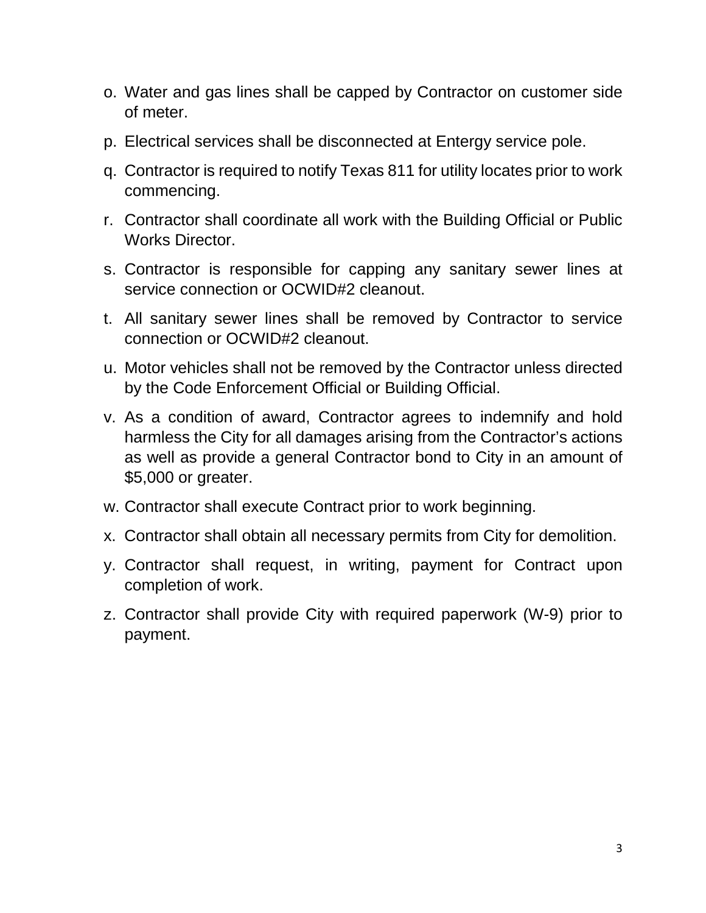o. Water and gas lines shall be capped by Contractor on customer side of meter.

p. Electrical services shall be disconnected at Entergy service pole.

q. Contractor is required to notify Texas 811 for utility locates prior to work commencing.

r. Contractor shall coordinate all work with the Building Official or Public Works Director.

s. Contractor is responsible for capping any sanitary sewer lines at service connection or OCWID#2 cleanout.

t. All sanitary sewer lines shall be removed by Contractor to service connection or OCWID#2 cleanout.

u. Motor vehicles shall not be removed by the Contractor unless directed by the Code Enforcement Official or Building Official.

v. As a condition of award, Contractor agrees to indemnify and hold harmless the City for all damages arising from the Contractor's actions as well as provide a general Contractor bond to City in an amount of $5,000 or greater.

w. Contractor shall execute Contract prior to work beginning.

x. Contractor shall obtain all necessary permits from City for demolition.

y. Contractor shall request, in writing, payment for Contract upon completion of work.

z. Contractor shall provide City with required paperwork (W-9) prior to payment.